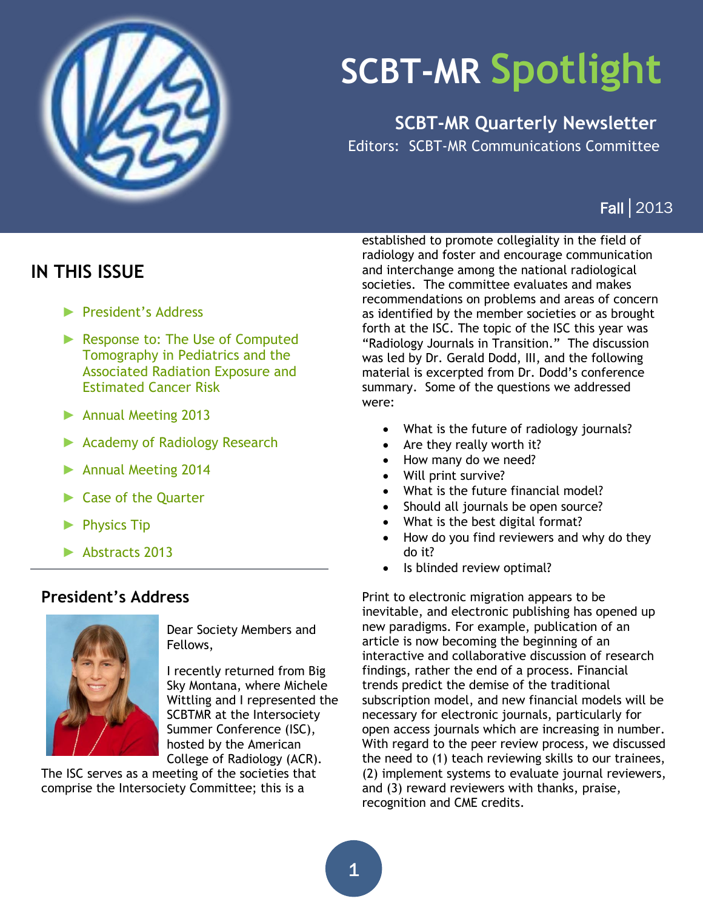# SCBT-MR Spotlight

## SCBT-MR Quarterly Newsletter

Editors: SCBT-MR Communications Committee

Fall | 2013

## IN THIS ISSUE

- President's Address
- Response to: The Use of Computed Tomography in Pediatrics and the Associated Radiation Exposure and Estimated Cancer Risk
- Annual Meeting 2013
- Academy of Radiology Research
- Annual Meeting 2014
- Case of the Quarter
- Physics Tip
- Abstracts 2013

## President's Address

Dear Society Members and Fellows,

I recently returned from Big Sky Montana, where Michele Wittling and I represented the SCBTMR at the Intersociety Summer Conference (ISC), hosted by the American College of Radiology (ACR). The ISC serves as a meeting of the societies that comprise the Intersociety Committee; this is a established to promote collegiality in the field of radiology and foster and encourage communication and interchange among the national radiological societies. The committee evaluates and makes recommendations on problems and areas of concern as identified by the member societies or as brought forth at the ISC. The topic of the ISC this year was "Radiology Journals in Transition." The discussion was led by Dr. Gerald Dodd, III, and the following material is excerpted from Dr. Dodd's conference summary. Some of the questions we addressed were:

- What is the future of radiology journals?
- Are they really worth it?
- How many do we need?
- Will print survive?
- What is the future financial model?
- Should all journals be open source?
- What is the best digital format?
- How do you find reviewers and why do they do it?
- Is blinded review optimal?

Print to electronic migration appears to be inevitable, and electronic publishing has opened up new paradigms. For example, publication of an article is now becoming the beginning of an interactive and collaborative discussion of research findings, rather the end of a process. Financial trends predict the demise of the traditional subscription model, and new financial models will be necessary for electronic journals, particularly for open access journals which are increasing in number. With regard to the peer review process, we discussed the need to (1) teach reviewing skills to our trainees, (2) implement systems to evaluate journal reviewers, and (3) reward reviewers with thanks, praise, recognition and CME credits.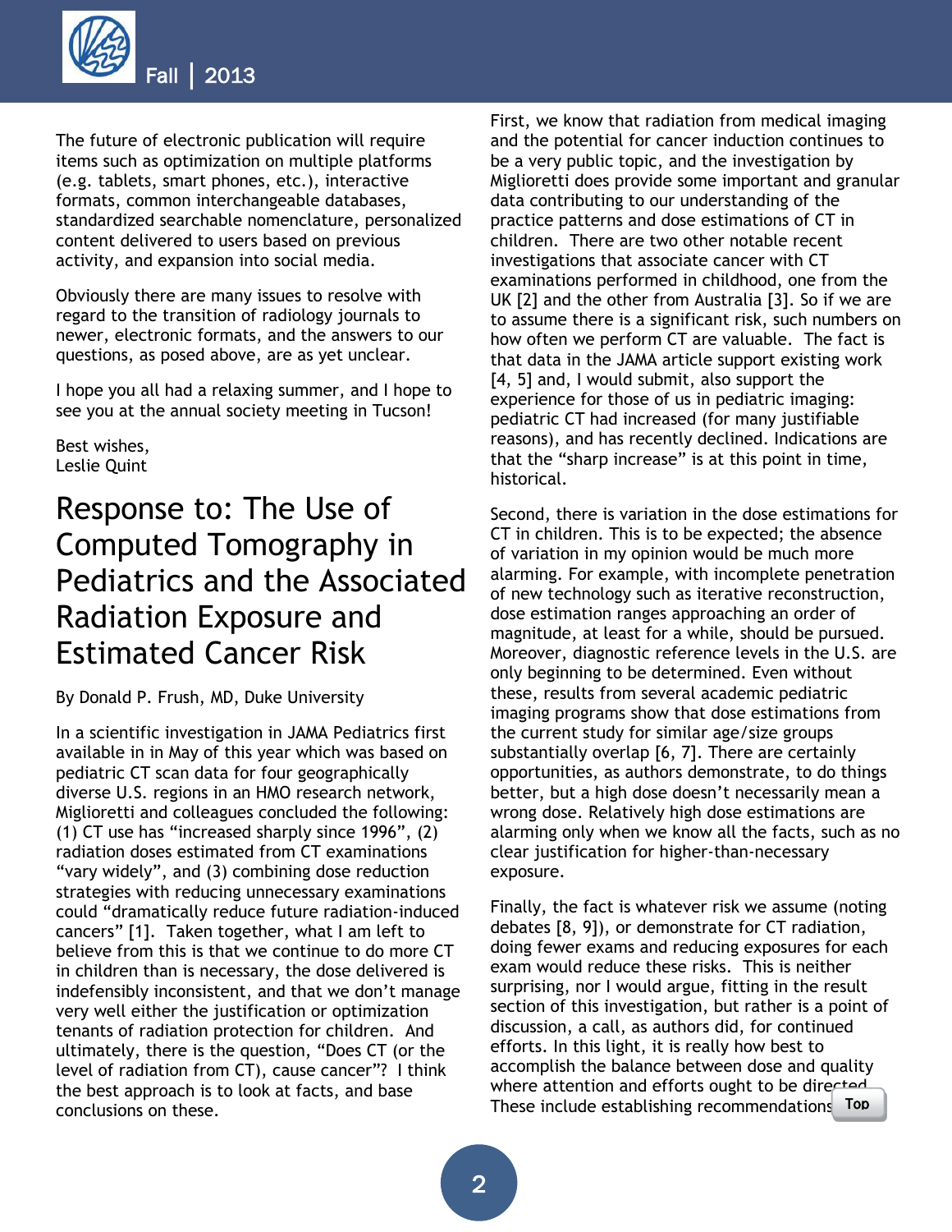The future of electronic publication will require items such as optimization on multiple platforms (e.g. tablets, smart phones, etc.), interactive formats, common interchangeable databases, standardized searchable nomenclature, personalized content delivered to users based on previous activity, and expansion into social media.

Obviously there are many issues to resolve with regard to the transition of radiology journals to newer, electronic formats, and the answers to our questions, as posed above, are as yet unclear.

I hope you all had a relaxing summer, and I hope to see you at the annual society meeting in Tucson!

Best wishes,
Leslie Quint

# Response to: The Use of Computed Tomography in Pediatrics and the Associated Radiation Exposure and Estimated Cancer Risk

By Donald P. Frush, MD, Duke University

In a scientific investigation in JAMA Pediatrics first available in in May of this year which was based on pediatric CT scan data for four geographically diverse U.S. regions in an HMO research network, Miglioretti and colleagues concluded the following: (1) CT use has "increased sharply since 1996", (2) radiation doses estimated from CT examinations "vary widely", and (3) combining dose reduction strategies with reducing unnecessary examinations could "dramatically reduce future radiation-induced cancers" [1]. Taken together, what I am left to believe from this is that we continue to do more CT in children than is necessary, the dose delivered is indefensibly inconsistent, and that we don't manage very well either the justification or optimization tenants of radiation protection for children. And ultimately, there is the question, "Does CT (or the level of radiation from CT), cause cancer"? I think the best approach is to look at facts, and base conclusions on these.

First, we know that radiation from medical imaging and the potential for cancer induction continues to be a very public topic, and the investigation by Miglioretti does provide some important and granular data contributing to our understanding of the practice patterns and dose estimations of CT in children. There are two other notable recent investigations that associate cancer with CT examinations performed in childhood, one from the UK [2] and the other from Australia [3]. So if we are to assume there is a significant risk, such numbers on how often we perform CT are valuable. The fact is that data in the JAMA article support existing work [4, 5] and, I would submit, also support the experience for those of us in pediatric imaging: pediatric CT had increased (for many justifiable reasons), and has recently declined. Indications are that the "sharp increase" is at this point in time, historical.

Second, there is variation in the dose estimations for CT in children. This is to be expected; the absence of variation in my opinion would be much more alarming. For example, with incomplete penetration of new technology such as iterative reconstruction, dose estimation ranges approaching an order of magnitude, at least for a while, should be pursued. Moreover, diagnostic reference levels in the U.S. are only beginning to be determined. Even without these, results from several academic pediatric imaging programs show that dose estimations from the current study for similar age/size groups substantially overlap [6, 7]. There are certainly opportunities, as authors demonstrate, to do things better, but a high dose doesn't necessarily mean a wrong dose. Relatively high dose estimations are alarming only when we know all the facts, such as no clear justification for higher-than-necessary exposure.

Finally, the fact is whatever risk we assume (noting debates [8, 9]), or demonstrate for CT radiation, doing fewer exams and reducing exposures for each exam would reduce these risks. This is neither surprising, nor I would argue, fitting in the result section of this investigation, but rather is a point of discussion, a call, as authors did, for continued efforts. In this light, it is really how best to accomplish the balance between dose and quality where attention and efforts ought to be directed. These include establishing recommendations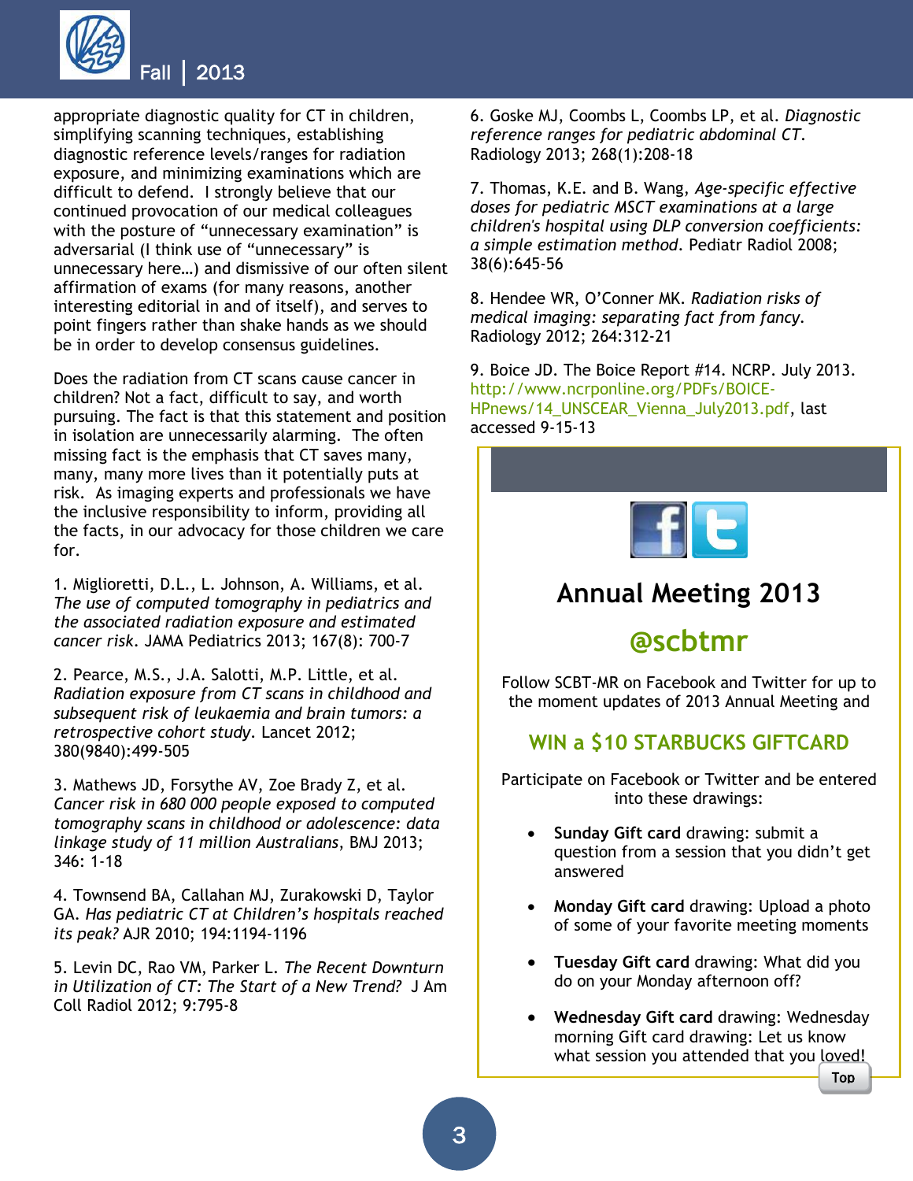appropriate diagnostic quality for CT in children, simplifying scanning techniques, establishing diagnostic reference levels/ranges for radiation exposure, and minimizing examinations which are difficult to defend. I strongly believe that our continued provocation of our medical colleagues with the posture of "unnecessary examination" is adversarial (I think use of "unnecessary" is unnecessary here…) and dismissive of our often silent affirmation of exams (for many reasons, another interesting editorial in and of itself), and serves to point fingers rather than shake hands as we should be in order to develop consensus guidelines.

Does the radiation from CT scans cause cancer in children? Not a fact, difficult to say, and worth pursuing. The fact is that this statement and position in isolation are unnecessarily alarming. The often missing fact is the emphasis that CT saves many, many, many more lives than it potentially puts at risk. As imaging experts and professionals we have the inclusive responsibility to inform, providing all the facts, in our advocacy for those children we care for.

1. Miglioretti, D.L., L. Johnson, A. Williams, et al. *The use of computed tomography in pediatrics and the associated radiation exposure and estimated cancer risk*. JAMA Pediatrics 2013; 167(8): 700-7

2. Pearce, M.S., J.A. Salotti, M.P. Little, et al. *Radiation exposure from CT scans in childhood and subsequent risk of leukaemia and brain tumors: a retrospective cohort study*. Lancet 2012; 380(9840):499-505

3. Mathews JD, Forsythe AV, Zoe Brady Z, et al. *Cancer risk in 680 000 people exposed to computed tomography scans in childhood or adolescence: data linkage study of 11 million Australians*, BMJ 2013; 346: 1-18

4. Townsend BA, Callahan MJ, Zurakowski D, Taylor GA. *Has pediatric CT at Children's hospitals reached its peak?* AJR 2010; 194:1194-1196

5. Levin DC, Rao VM, Parker L. *The Recent Downturn in Utilization of CT: The Start of a New Trend?* J Am Coll Radiol 2012; 9:795-8

6. Goske MJ, Coombs L, Coombs LP, et al. *Diagnostic reference ranges for pediatric abdominal CT*. Radiology 2013; 268(1):208-18

7. Thomas, K.E. and B. Wang, *Age-specific effective doses for pediatric MSCT examinations at a large children's hospital using DLP conversion coefficients: a simple estimation method*. Pediatr Radiol 2008; 38(6):645-56

8. Hendee WR, O'Conner MK. *Radiation risks of medical imaging: separating fact from fancy*. Radiology 2012; 264:312-21

9. Boice JD. The Boice Report #14. NCRP. July 2013. http://www.ncrponline.org/PDFs/BOICE-HPnews/14_UNSCEAR_Vienna_July2013.pdf, last accessed 9-15-13

## Annual Meeting 2013

## @scbtmr

Follow SCBT-MR on Facebook and Twitter for up to the moment updates of 2013 Annual Meeting and

### WIN a $10 STARBUCKS GIFTCARD

Participate on Facebook or Twitter and be entered into these drawings:

- **Sunday Gift card** drawing: submit a question from a session that you didn't get answered
- **Monday Gift card** drawing: Upload a photo of some of your favorite meeting moments
- **Tuesday Gift card** drawing: What did you do on your Monday afternoon off?
- **Wednesday Gift card** drawing: Wednesday morning Gift card drawing: Let us know what session you attended that you loved!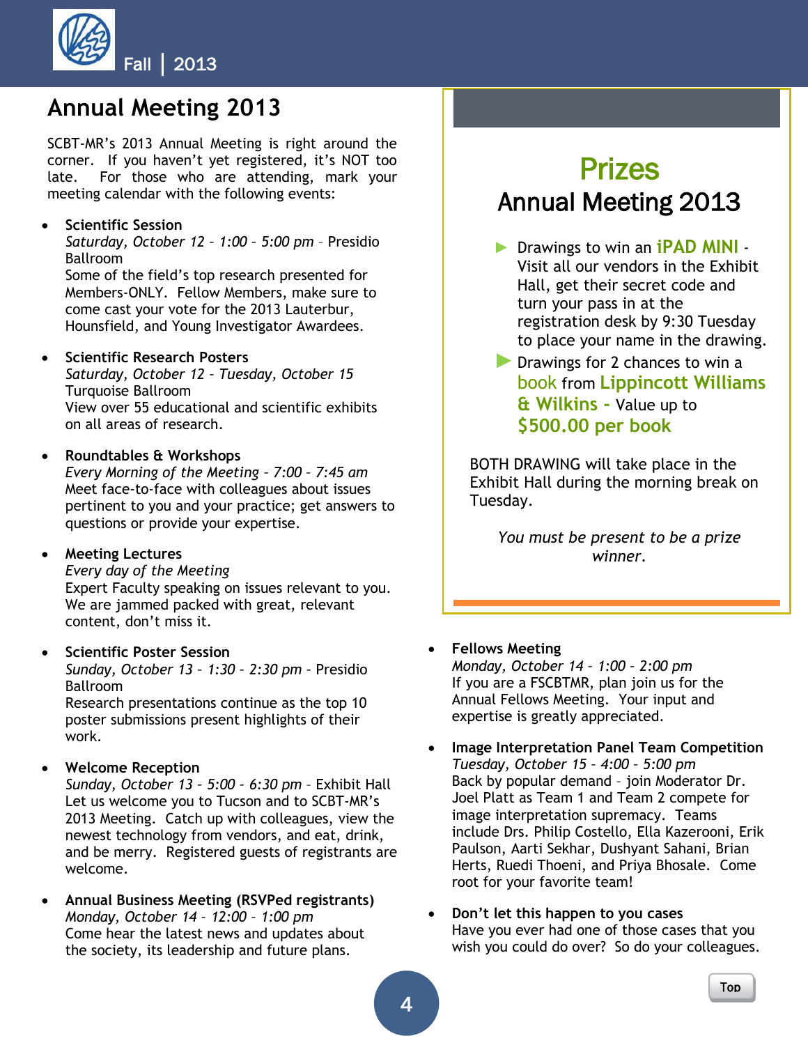# Annual Meeting 2013

SCBT-MR's 2013 Annual Meeting is right around the corner. If you haven't yet registered, it's NOT too late. For those who are attending, mark your meeting calendar with the following events:

- **Scientific Session**
  *Saturday, October 12 – 1:00 – 5:00 pm* – Presidio Ballroom
  Some of the field's top research presented for Members-ONLY. Fellow Members, make sure to come cast your vote for the 2013 Lauterbur, Hounsfield, and Young Investigator Awardees.

- **Scientific Research Posters**
  *Saturday, October 12 – Tuesday, October 15*
  Turquoise Ballroom
  View over 55 educational and scientific exhibits on all areas of research.

- **Roundtables & Workshops**
  *Every Morning of the Meeting – 7:00 – 7:45 am*
  Meet face-to-face with colleagues about issues pertinent to you and your practice; get answers to questions or provide your expertise.

- **Meeting Lectures**
  *Every day of the Meeting*
  Expert Faculty speaking on issues relevant to you. We are jammed packed with great, relevant content, don't miss it.

- **Scientific Poster Session**
  *Sunday, October 13 – 1:30 – 2:30 pm* - Presidio Ballroom
  Research presentations continue as the top 10 poster submissions present highlights of their work.

- **Welcome Reception**
  *Sunday, October 13 – 5:00 – 6:30 pm* – Exhibit Hall
  Let us welcome you to Tucson and to SCBT-MR's 2013 Meeting. Catch up with colleagues, view the newest technology from vendors, and eat, drink, and be merry. Registered guests of registrants are welcome.

- **Annual Business Meeting (RSVPed registrants)**
  *Monday, October 14 – 12:00 – 1:00 pm*
  Come hear the latest news and updates about the society, its leadership and future plans.

## Prizes
### Annual Meeting 2013

- Drawings to win an **iPAD MINI** - Visit all our vendors in the Exhibit Hall, get their secret code and turn your pass in at the registration desk by 9:30 Tuesday to place your name in the drawing.
- Drawings for 2 chances to win a book from **Lippincott Williams & Wilkins -** Value up to **$500.00 per book**

BOTH DRAWING will take place in the Exhibit Hall during the morning break on Tuesday.

*You must be present to be a prize winner.*

- **Fellows Meeting**
  *Monday, October 14 – 1:00 – 2:00 pm*
  If you are a FSCBTMR, plan join us for the Annual Fellows Meeting. Your input and expertise is greatly appreciated.

- **Image Interpretation Panel Team Competition**
  *Tuesday, October 15 – 4:00 – 5:00 pm*
  Back by popular demand – join Moderator Dr. Joel Platt as Team 1 and Team 2 compete for image interpretation supremacy. Teams include Drs. Philip Costello, Ella Kazerooni, Erik Paulson, Aarti Sekhar, Dushyant Sahani, Brian Herts, Ruedi Thoeni, and Priya Bhosale. Come root for your favorite team!

- **Don't let this happen to you cases**
  Have you ever had one of those cases that you wish you could do over? So do your colleagues.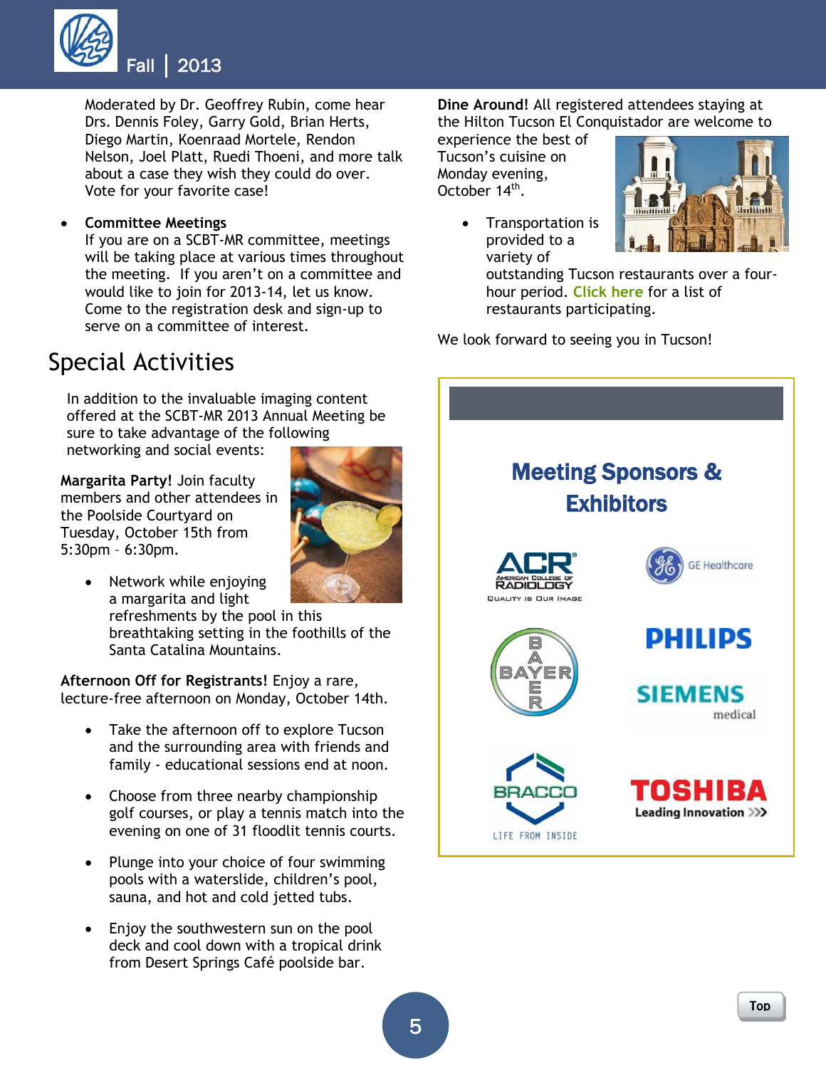Moderated by Dr. Geoffrey Rubin, come hear Drs. Dennis Foley, Garry Gold, Brian Herts, Diego Martin, Koenraad Mortele, Rendon Nelson, Joel Platt, Ruedi Thoeni, and more talk about a case they wish they could do over. Vote for your favorite case!

- **Committee Meetings**
  If you are on a SCBT-MR committee, meetings will be taking place at various times throughout the meeting. If you aren't on a committee and would like to join for 2013-14, let us know. Come to the registration desk and sign-up to serve on a committee of interest.

## Special Activities

In addition to the invaluable imaging content offered at the SCBT-MR 2013 Annual Meeting be sure to take advantage of the following networking and social events:

**Margarita Party!** Join faculty members and other attendees in the Poolside Courtyard on Tuesday, October 15th from 5:30pm – 6:30pm.

- Network while enjoying a margarita and light refreshments by the pool in this breathtaking setting in the foothills of the Santa Catalina Mountains.

**Afternoon Off for Registrants!** Enjoy a rare, lecture-free afternoon on Monday, October 14th.

- Take the afternoon off to explore Tucson and the surrounding area with friends and family - educational sessions end at noon.
- Choose from three nearby championship golf courses, or play a tennis match into the evening on one of 31 floodlit tennis courts.
- Plunge into your choice of four swimming pools with a waterslide, children's pool, sauna, and hot and cold jetted tubs.
- Enjoy the southwestern sun on the pool deck and cool down with a tropical drink from Desert Springs Café poolside bar.

**Dine Around!** All registered attendees staying at the Hilton Tucson El Conquistador are welcome to experience the best of Tucson's cuisine on Monday evening, October 14th.

- Transportation is provided to a variety of outstanding Tucson restaurants over a four-hour period. Click here for a list of restaurants participating.

We look forward to seeing you in Tucson!

## Meeting Sponsors & Exhibitors

ACR American College of Radiology – Quality is Our Image

GE Healthcare

Bayer

Philips

Siemens medical

Bracco – Life from Inside

Toshiba – Leading Innovation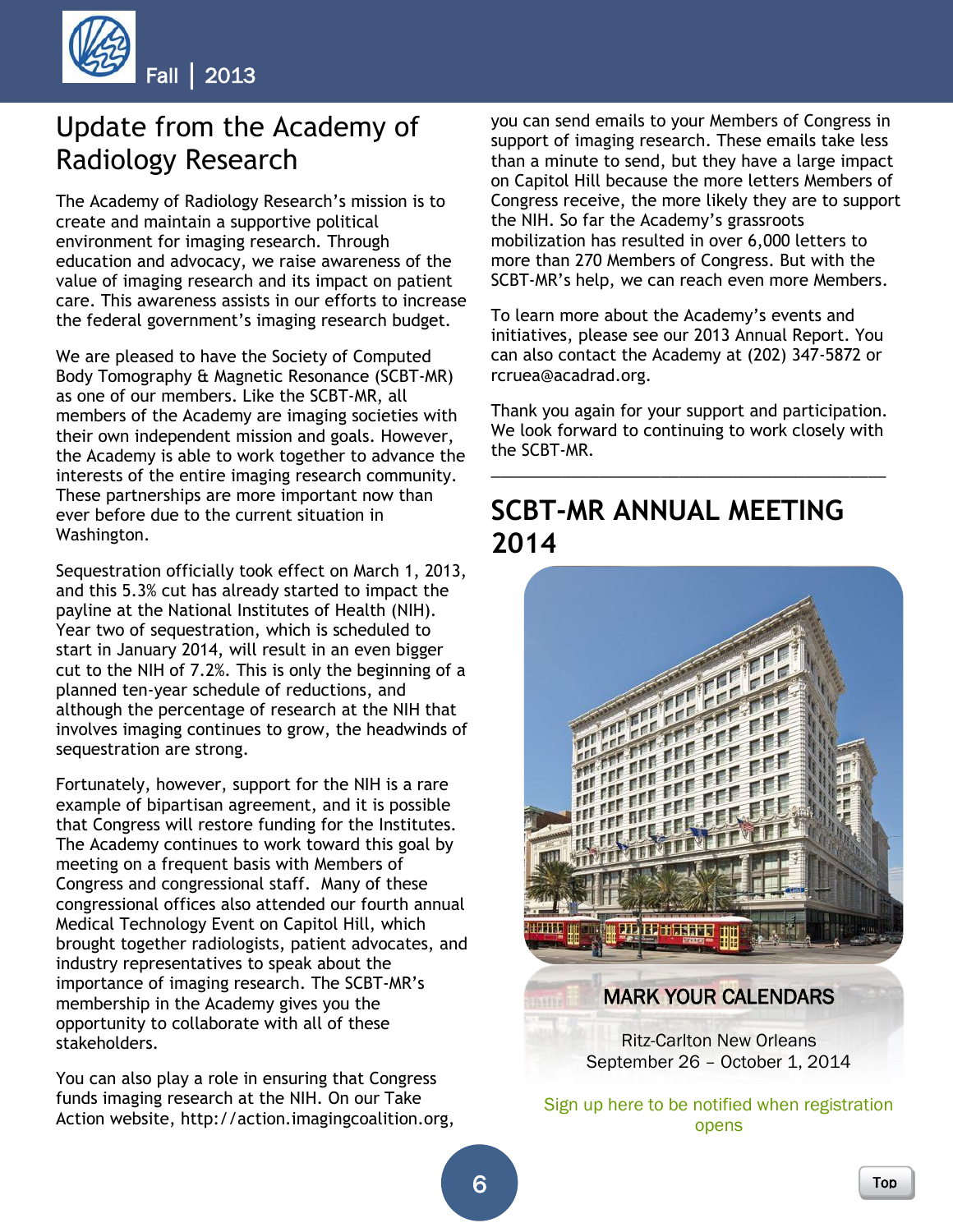# Update from the Academy of Radiology Research

The Academy of Radiology Research's mission is to create and maintain a supportive political environment for imaging research. Through education and advocacy, we raise awareness of the value of imaging research and its impact on patient care. This awareness assists in our efforts to increase the federal government's imaging research budget.

We are pleased to have the Society of Computed Body Tomography & Magnetic Resonance (SCBT-MR) as one of our members. Like the SCBT-MR, all members of the Academy are imaging societies with their own independent mission and goals. However, the Academy is able to work together to advance the interests of the entire imaging research community. These partnerships are more important now than ever before due to the current situation in Washington.

Sequestration officially took effect on March 1, 2013, and this 5.3% cut has already started to impact the payline at the National Institutes of Health (NIH). Year two of sequestration, which is scheduled to start in January 2014, will result in an even bigger cut to the NIH of 7.2%. This is only the beginning of a planned ten-year schedule of reductions, and although the percentage of research at the NIH that involves imaging continues to grow, the headwinds of sequestration are strong.

Fortunately, however, support for the NIH is a rare example of bipartisan agreement, and it is possible that Congress will restore funding for the Institutes. The Academy continues to work toward this goal by meeting on a frequent basis with Members of Congress and congressional staff. Many of these congressional offices also attended our fourth annual Medical Technology Event on Capitol Hill, which brought together radiologists, patient advocates, and industry representatives to speak about the importance of imaging research. The SCBT-MR's membership in the Academy gives you the opportunity to collaborate with all of these stakeholders.

You can also play a role in ensuring that Congress funds imaging research at the NIH. On our Take Action website, http://action.imagingcoalition.org, you can send emails to your Members of Congress in support of imaging research. These emails take less than a minute to send, but they have a large impact on Capitol Hill because the more letters Members of Congress receive, the more likely they are to support the NIH. So far the Academy's grassroots mobilization has resulted in over 6,000 letters to more than 270 Members of Congress. But with the SCBT-MR's help, we can reach even more Members.

To learn more about the Academy's events and initiatives, please see our 2013 Annual Report. You can also contact the Academy at (202) 347-5872 or rcruea@acadrad.org.

Thank you again for your support and participation. We look forward to continuing to work closely with the SCBT-MR.

---

# SCBT-MR ANNUAL MEETING 2014

MARK YOUR CALENDARS

Ritz-Carlton New Orleans
September 26 – October 1, 2014

Sign up here to be notified when registration opens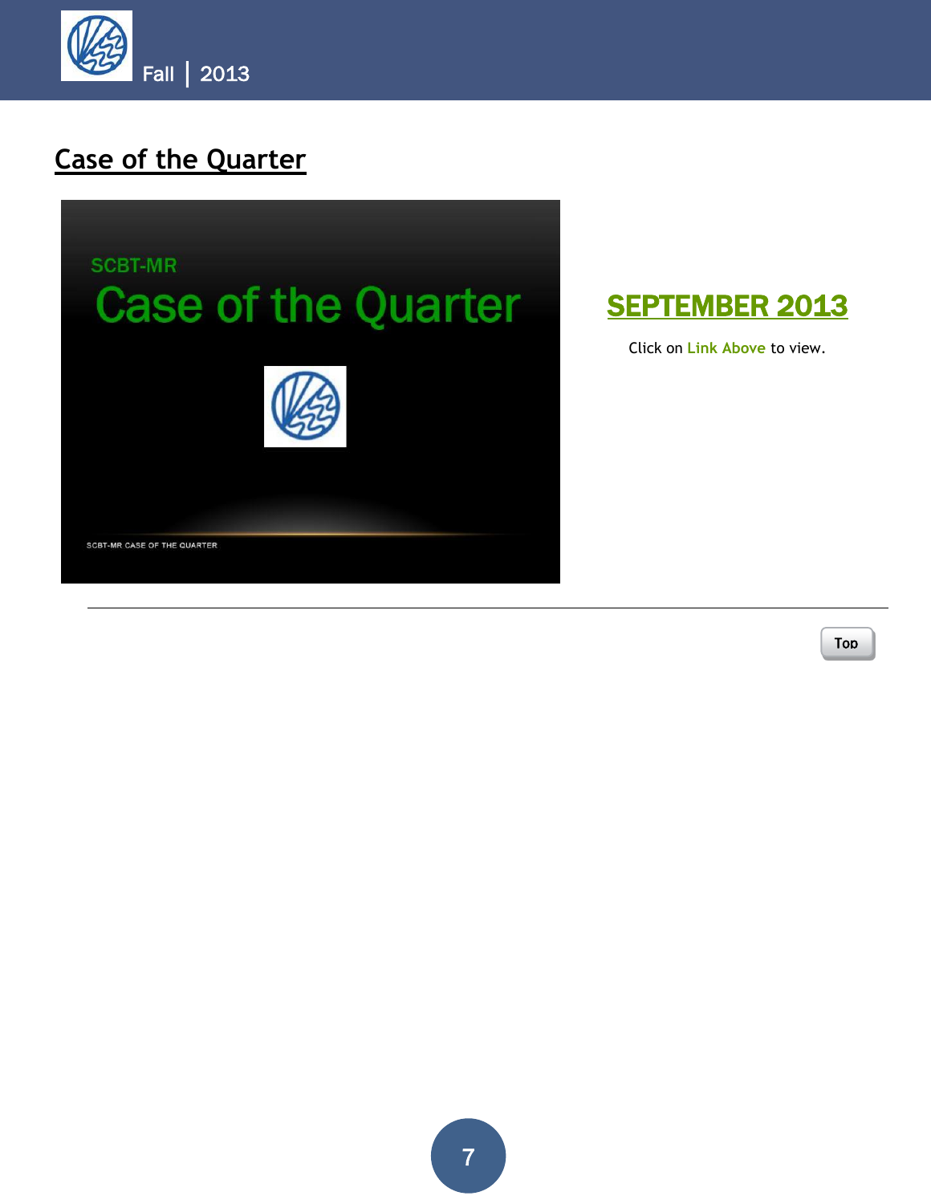## Case of the Quarter

SCBT-MR

Case of the Quarter

SCBT-MR CASE OF THE QUARTER

**SEPTEMBER 2013**

Click on Link Above to view.

Top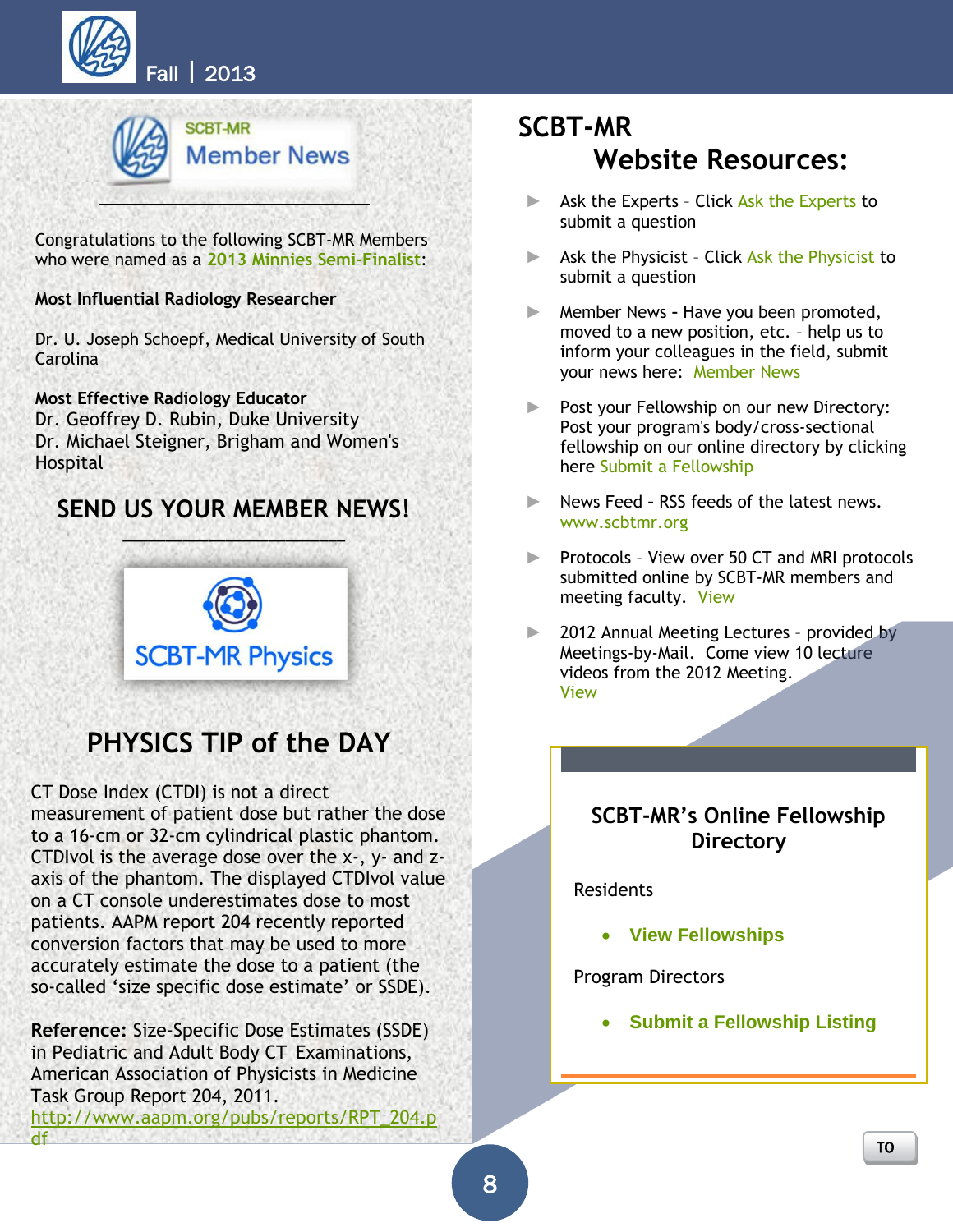## SCBT-MR Member News

Congratulations to the following SCBT-MR Members who were named as a 2013 Minnies Semi-Finalist:

**Most Influential Radiology Researcher**

Dr. U. Joseph Schoepf, Medical University of South Carolina

**Most Effective Radiology Educator**

Dr. Geoffrey D. Rubin, Duke University
Dr. Michael Steigner, Brigham and Women's Hospital

## SEND US YOUR MEMBER NEWS!

SCBT-MR Physics

## PHYSICS TIP of the DAY

CT Dose Index (CTDI) is not a direct measurement of patient dose but rather the dose to a 16-cm or 32-cm cylindrical plastic phantom. CTDIvol is the average dose over the x-, y- and z-axis of the phantom. The displayed CTDIvol value on a CT console underestimates dose to most patients. AAPM report 204 recently reported conversion factors that may be used to more accurately estimate the dose to a patient (the so-called 'size specific dose estimate' or SSDE).

**Reference:** Size-Specific Dose Estimates (SSDE) in Pediatric and Adult Body CT Examinations, American Association of Physicists in Medicine Task Group Report 204, 2011. http://www.aapm.org/pubs/reports/RPT_204.pdf

# SCBT-MR Website Resources:

- Ask the Experts – Click Ask the Experts to submit a question
- Ask the Physicist – Click Ask the Physicist to submit a question
- Member News - Have you been promoted, moved to a new position, etc. – help us to inform your colleagues in the field, submit your news here: Member News
- Post your Fellowship on our new Directory: Post your program's body/cross-sectional fellowship on our online directory by clicking here Submit a Fellowship
- News Feed - RSS feeds of the latest news. www.scbtmr.org
- Protocols – View over 50 CT and MRI protocols submitted online by SCBT-MR members and meeting faculty. View
- 2012 Annual Meeting Lectures – provided by Meetings-by-Mail. Come view 10 lecture videos from the 2012 Meeting. View

### SCBT-MR's Online Fellowship Directory

Residents

- **View Fellowships**

Program Directors

- **Submit a Fellowship Listing**

TO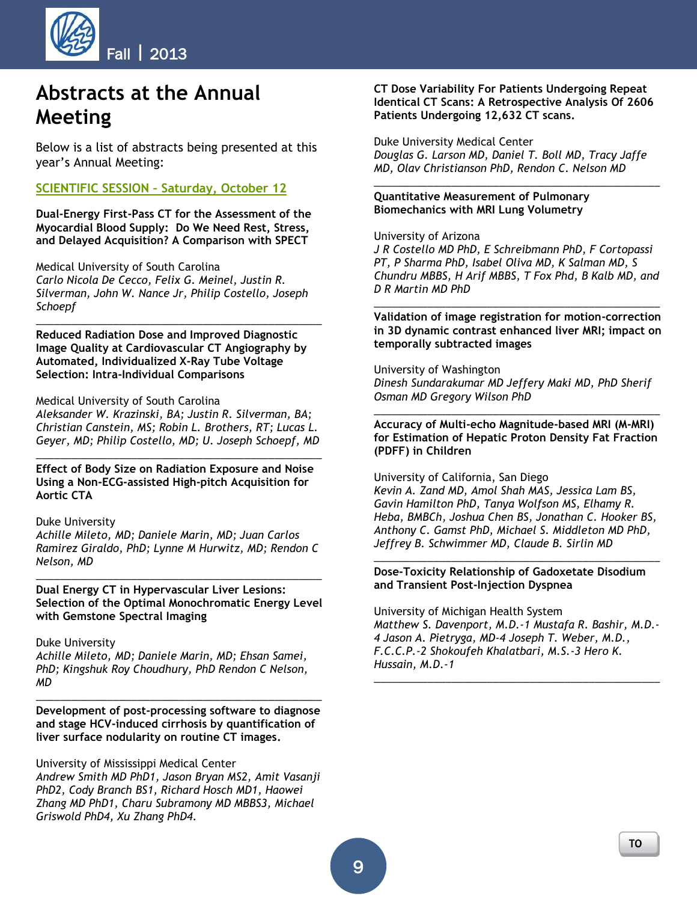# Abstracts at the Annual Meeting

Below is a list of abstracts being presented at this year's Annual Meeting:

## SCIENTIFIC SESSION – Saturday, October 12

**Dual-Energy First-Pass CT for the Assessment of the Myocardial Blood Supply: Do We Need Rest, Stress, and Delayed Acquisition? A Comparison with SPECT**

Medical University of South Carolina
*Carlo Nicola De Cecco, Felix G. Meinel, Justin R. Silverman, John W. Nance Jr, Philip Costello, Joseph Schoepf*

---

**Reduced Radiation Dose and Improved Diagnostic Image Quality at Cardiovascular CT Angiography by Automated, Individualized X-Ray Tube Voltage Selection: Intra-Individual Comparisons**

Medical University of South Carolina
*Aleksander W. Krazinski, BA; Justin R. Silverman, BA; Christian Canstein, MS; Robin L. Brothers, RT; Lucas L. Geyer, MD; Philip Costello, MD; U. Joseph Schoepf, MD*

---

**Effect of Body Size on Radiation Exposure and Noise Using a Non-ECG-assisted High-pitch Acquisition for Aortic CTA**

Duke University
*Achille Mileto, MD; Daniele Marin, MD; Juan Carlos Ramirez Giraldo, PhD; Lynne M Hurwitz, MD; Rendon C Nelson, MD*

---

**Dual Energy CT in Hypervascular Liver Lesions: Selection of the Optimal Monochromatic Energy Level with Gemstone Spectral Imaging**

Duke University
*Achille Mileto, MD; Daniele Marin, MD; Ehsan Samei, PhD; Kingshuk Roy Choudhury, PhD Rendon C Nelson, MD*

---

**Development of post-processing software to diagnose and stage HCV-induced cirrhosis by quantification of liver surface nodularity on routine CT images.**

University of Mississippi Medical Center
*Andrew Smith MD PhD1, Jason Bryan MS2, Amit Vasanji PhD2, Cody Branch BS1, Richard Hosch MD1, Haowei Zhang MD PhD1, Charu Subramony MD MBBS3, Michael Griswold PhD4, Xu Zhang PhD4.*

**CT Dose Variability For Patients Undergoing Repeat Identical CT Scans: A Retrospective Analysis Of 2606 Patients Undergoing 12,632 CT scans.**

Duke University Medical Center
*Douglas G. Larson MD, Daniel T. Boll MD, Tracy Jaffe MD, Olav Christianson PhD, Rendon C. Nelson MD*

---

**Quantitative Measurement of Pulmonary Biomechanics with MRI Lung Volumetry**

University of Arizona
*J R Costello MD PhD, E Schreibmann PhD, F Cortopassi PT, P Sharma PhD, Isabel Oliva MD, K Salman MD, S Chundru MBBS, H Arif MBBS, T Fox Phd, B Kalb MD, and D R Martin MD PhD*

---

**Validation of image registration for motion-correction in 3D dynamic contrast enhanced liver MRI; impact on temporally subtracted images**

University of Washington
*Dinesh Sundarakumar MD Jeffery Maki MD, PhD Sherif Osman MD Gregory Wilson PhD*

---

**Accuracy of Multi-echo Magnitude-based MRI (M-MRI) for Estimation of Hepatic Proton Density Fat Fraction (PDFF) in Children**

University of California, San Diego
*Kevin A. Zand MD, Amol Shah MAS, Jessica Lam BS, Gavin Hamilton PhD, Tanya Wolfson MS, Elhamy R. Heba, BMBCh, Joshua Chen BS, Jonathan C. Hooker BS, Anthony C. Gamst PhD, Michael S. Middleton MD PhD, Jeffrey B. Schwimmer MD, Claude B. Sirlin MD*

---

**Dose-Toxicity Relationship of Gadoxetate Disodium and Transient Post-Injection Dyspnea**

University of Michigan Health System
*Matthew S. Davenport, M.D.-1 Mustafa R. Bashir, M.D.-4 Jason A. Pietryga, MD-4 Joseph T. Weber, M.D., F.C.C.P.-2 Shokoufeh Khalatbari, M.S.-3 Hero K. Hussain, M.D.-1*

---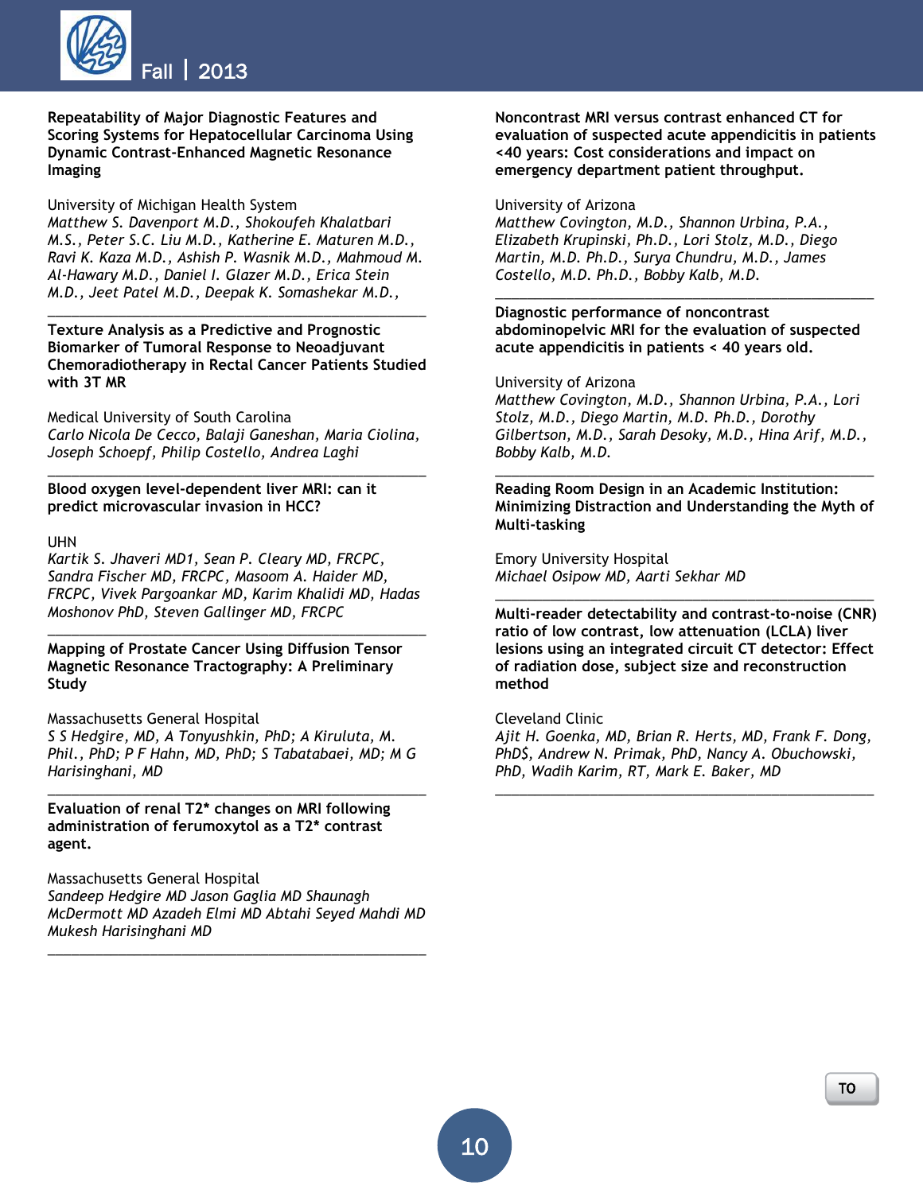**Repeatability of Major Diagnostic Features and Scoring Systems for Hepatocellular Carcinoma Using Dynamic Contrast-Enhanced Magnetic Resonance Imaging**

University of Michigan Health System
*Matthew S. Davenport M.D., Shokoufeh Khalatbari M.S., Peter S.C. Liu M.D., Katherine E. Maturen M.D., Ravi K. Kaza M.D., Ashish P. Wasnik M.D., Mahmoud M. Al-Hawary M.D., Daniel I. Glazer M.D., Erica Stein M.D., Jeet Patel M.D., Deepak K. Somashekar M.D.,*

---

**Texture Analysis as a Predictive and Prognostic Biomarker of Tumoral Response to Neoadjuvant Chemoradiotherapy in Rectal Cancer Patients Studied with 3T MR**

Medical University of South Carolina
*Carlo Nicola De Cecco, Balaji Ganeshan, Maria Ciolina, Joseph Schoepf, Philip Costello, Andrea Laghi*

---

**Blood oxygen level-dependent liver MRI: can it predict microvascular invasion in HCC?**

UHN
*Kartik S. Jhaveri MD1, Sean P. Cleary MD, FRCPC, Sandra Fischer MD, FRCPC, Masoom A. Haider MD, FRCPC, Vivek Pargoankar MD, Karim Khalidi MD, Hadas Moshonov PhD, Steven Gallinger MD, FRCPC*

---

**Mapping of Prostate Cancer Using Diffusion Tensor Magnetic Resonance Tractography: A Preliminary Study**

Massachusetts General Hospital
*S S Hedgire, MD, A Tonyushkin, PhD; A Kiruluta, M. Phil., PhD; P F Hahn, MD, PhD; S Tabatabaei, MD; M G Harisinghani, MD*

---

**Evaluation of renal T2\* changes on MRI following administration of ferumoxytol as a T2\* contrast agent.**

Massachusetts General Hospital
*Sandeep Hedgire MD Jason Gaglia MD Shaunagh McDermott MD Azadeh Elmi MD Abtahi Seyed Mahdi MD Mukesh Harisinghani MD*

---

**Noncontrast MRI versus contrast enhanced CT for evaluation of suspected acute appendicitis in patients <40 years: Cost considerations and impact on emergency department patient throughput.**

University of Arizona
*Matthew Covington, M.D., Shannon Urbina, P.A., Elizabeth Krupinski, Ph.D., Lori Stolz, M.D., Diego Martin, M.D. Ph.D., Surya Chundru, M.D., James Costello, M.D. Ph.D., Bobby Kalb, M.D.*

---

**Diagnostic performance of noncontrast abdominopelvic MRI for the evaluation of suspected acute appendicitis in patients < 40 years old.**

University of Arizona
*Matthew Covington, M.D., Shannon Urbina, P.A., Lori Stolz, M.D., Diego Martin, M.D. Ph.D., Dorothy Gilbertson, M.D., Sarah Desoky, M.D., Hina Arif, M.D., Bobby Kalb, M.D.*

---

**Reading Room Design in an Academic Institution: Minimizing Distraction and Understanding the Myth of Multi-tasking**

Emory University Hospital
*Michael Osipow MD, Aarti Sekhar MD*

---

**Multi-reader detectability and contrast-to-noise (CNR) ratio of low contrast, low attenuation (LCLA) liver lesions using an integrated circuit CT detector: Effect of radiation dose, subject size and reconstruction method**

Cleveland Clinic
*Ajit H. Goenka, MD, Brian R. Herts, MD, Frank F. Dong, PhD$, Andrew N. Primak, PhD, Nancy A. Obuchowski, PhD, Wadih Karim, RT, Mark E. Baker, MD*

---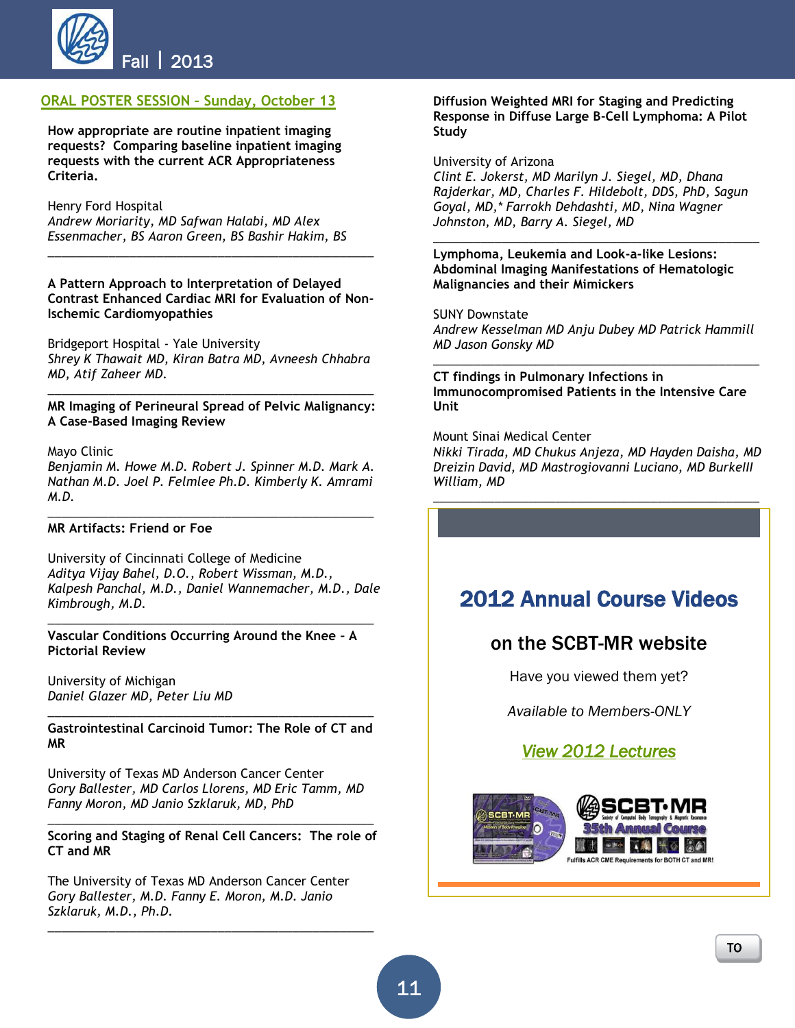## ORAL POSTER SESSION – Sunday, October 13

**How appropriate are routine inpatient imaging requests? Comparing baseline inpatient imaging requests with the current ACR Appropriateness Criteria.**

Henry Ford Hospital
*Andrew Moriarty, MD Safwan Halabi, MD Alex Essenmacher, BS Aaron Green, BS Bashir Hakim, BS*

---

**A Pattern Approach to Interpretation of Delayed Contrast Enhanced Cardiac MRI for Evaluation of Non-Ischemic Cardiomyopathies**

Bridgeport Hospital - Yale University
*Shrey K Thawait MD, Kiran Batra MD, Avneesh Chhabra MD, Atif Zaheer MD.*

---

**MR Imaging of Perineural Spread of Pelvic Malignancy: A Case-Based Imaging Review**

Mayo Clinic
*Benjamin M. Howe M.D. Robert J. Spinner M.D. Mark A. Nathan M.D. Joel P. Felmlee Ph.D. Kimberly K. Amrami M.D.*

---

**MR Artifacts: Friend or Foe**

University of Cincinnati College of Medicine
*Aditya Vijay Bahel, D.O., Robert Wissman, M.D., Kalpesh Panchal, M.D., Daniel Wannemacher, M.D., Dale Kimbrough, M.D.*

---

**Vascular Conditions Occurring Around the Knee - A Pictorial Review**

University of Michigan
*Daniel Glazer MD, Peter Liu MD*

---

**Gastrointestinal Carcinoid Tumor: The Role of CT and MR**

University of Texas MD Anderson Cancer Center
*Gory Ballester, MD Carlos Llorens, MD Eric Tamm, MD Fanny Moron, MD Janio Szklaruk, MD, PhD*

---

**Scoring and Staging of Renal Cell Cancers: The role of CT and MR**

The University of Texas MD Anderson Cancer Center
*Gory Ballester, M.D. Fanny E. Moron, M.D. Janio Szklaruk, M.D., Ph.D.*

---

**Diffusion Weighted MRI for Staging and Predicting Response in Diffuse Large B-Cell Lymphoma: A Pilot Study**

University of Arizona
*Clint E. Jokerst, MD Marilyn J. Siegel, MD, Dhana Rajderkar, MD, Charles F. Hildebolt, DDS, PhD, Sagun Goyal, MD,* Farrokh Dehdashti, MD, Nina Wagner Johnston, MD, Barry A. Siegel, MD*

---

**Lymphoma, Leukemia and Look-a-like Lesions: Abdominal Imaging Manifestations of Hematologic Malignancies and their Mimickers**

SUNY Downstate
*Andrew Kesselman MD Anju Dubey MD Patrick Hammill MD Jason Gonsky MD*

---

**CT findings in Pulmonary Infections in Immunocompromised Patients in the Intensive Care Unit**

Mount Sinai Medical Center
*Nikki Tirada, MD Chukus Anjeza, MD Hayden Daisha, MD Dreizin David, MD Mastrogiovanni Luciano, MD Burkelll William, MD*

---

## 2012 Annual Course Videos

### on the SCBT-MR website

Have you viewed them yet?

*Available to Members-ONLY*

*View 2012 Lectures*

SCBT·MR 35th Annual Course

Fulfills ACR CME Requirements for BOTH CT and MR!

TO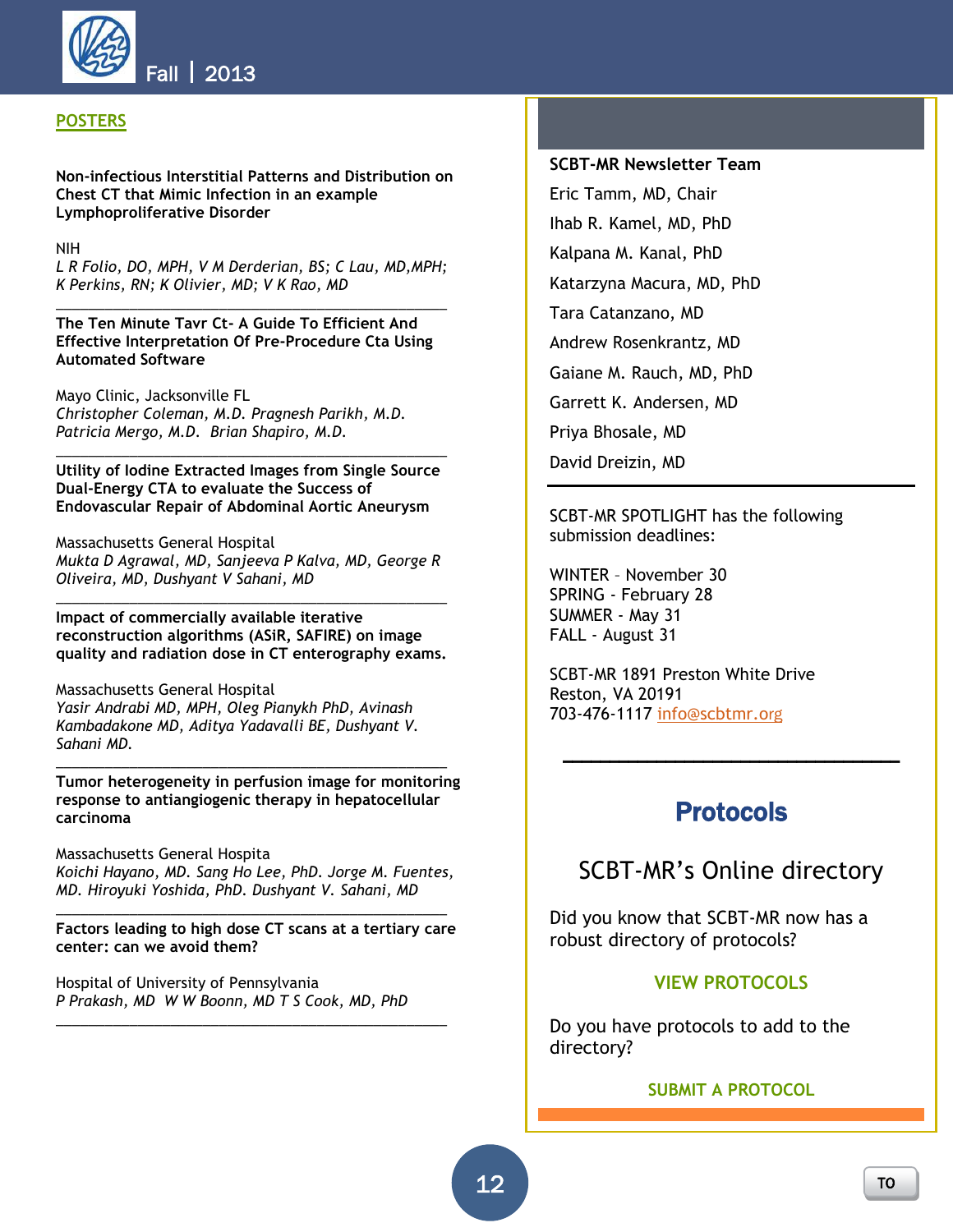## POSTERS

**Non-infectious Interstitial Patterns and Distribution on Chest CT that Mimic Infection in an example Lymphoproliferative Disorder**

NIH
*L R Folio, DO, MPH, V M Derderian, BS; C Lau, MD,MPH; K Perkins, RN; K Olivier, MD; V K Rao, MD*

---

**The Ten Minute Tavr Ct- A Guide To Efficient And Effective Interpretation Of Pre-Procedure Cta Using Automated Software**

Mayo Clinic, Jacksonville FL
*Christopher Coleman, M.D. Pragnesh Parikh, M.D. Patricia Mergo, M.D. Brian Shapiro, M.D.*

---

**Utility of Iodine Extracted Images from Single Source Dual-Energy CTA to evaluate the Success of Endovascular Repair of Abdominal Aortic Aneurysm**

Massachusetts General Hospital
*Mukta D Agrawal, MD, Sanjeeva P Kalva, MD, George R Oliveira, MD, Dushyant V Sahani, MD*

---

**Impact of commercially available iterative reconstruction algorithms (ASiR, SAFIRE) on image quality and radiation dose in CT enterography exams.**

Massachusetts General Hospital
*Yasir Andrabi MD, MPH, Oleg Pianykh PhD, Avinash Kambadakone MD, Aditya Yadavalli BE, Dushyant V. Sahani MD.*

---

**Tumor heterogeneity in perfusion image for monitoring response to antiangiogenic therapy in hepatocellular carcinoma**

Massachusetts General Hospita
*Koichi Hayano, MD. Sang Ho Lee, PhD. Jorge M. Fuentes, MD. Hiroyuki Yoshida, PhD. Dushyant V. Sahani, MD*

---

**Factors leading to high dose CT scans at a tertiary care center: can we avoid them?**

Hospital of University of Pennsylvania
*P Prakash, MD W W Boonn, MD T S Cook, MD, PhD*

---

**SCBT-MR Newsletter Team**

Eric Tamm, MD, Chair
Ihab R. Kamel, MD, PhD
Kalpana M. Kanal, PhD
Katarzyna Macura, MD, PhD
Tara Catanzano, MD
Andrew Rosenkrantz, MD
Gaiane M. Rauch, MD, PhD
Garrett K. Andersen, MD
Priya Bhosale, MD
David Dreizin, MD

---

SCBT-MR SPOTLIGHT has the following submission deadlines:

WINTER – November 30
SPRING - February 28
SUMMER - May 31
FALL - August 31

SCBT-MR 1891 Preston White Drive
Reston, VA 20191
703-476-1117 info@scbtmr.org

---

## Protocols

### SCBT-MR's Online directory

Did you know that SCBT-MR now has a robust directory of protocols?

**VIEW PROTOCOLS**

Do you have protocols to add to the directory?

**SUBMIT A PROTOCOL**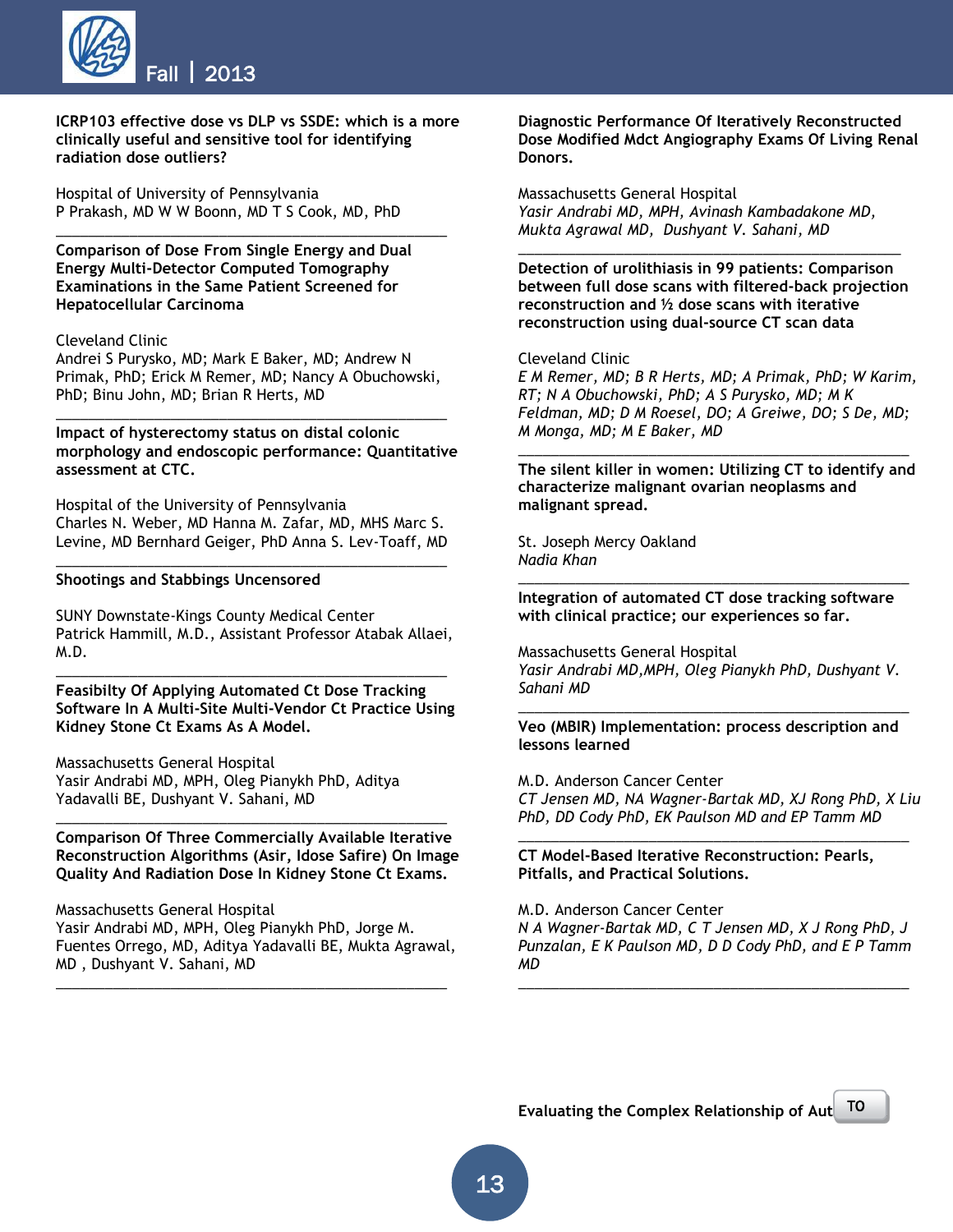**ICRP103 effective dose vs DLP vs SSDE: which is a more clinically useful and sensitive tool for identifying radiation dose outliers?**

Hospital of University of Pennsylvania
P Prakash, MD W W Boonn, MD T S Cook, MD, PhD

---

**Comparison of Dose From Single Energy and Dual Energy Multi-Detector Computed Tomography Examinations in the Same Patient Screened for Hepatocellular Carcinoma**

Cleveland Clinic
Andrei S Purysko, MD; Mark E Baker, MD; Andrew N Primak, PhD; Erick M Remer, MD; Nancy A Obuchowski, PhD; Binu John, MD; Brian R Herts, MD

---

**Impact of hysterectomy status on distal colonic morphology and endoscopic performance: Quantitative assessment at CTC.**

Hospital of the University of Pennsylvania
Charles N. Weber, MD Hanna M. Zafar, MD, MHS Marc S. Levine, MD Bernhard Geiger, PhD Anna S. Lev-Toaff, MD

---

**Shootings and Stabbings Uncensored**

SUNY Downstate-Kings County Medical Center
Patrick Hammill, M.D., Assistant Professor Atabak Allaei, M.D.

---

**Feasibilty Of Applying Automated Ct Dose Tracking Software In A Multi-Site Multi-Vendor Ct Practice Using Kidney Stone Ct Exams As A Model.**

Massachusetts General Hospital
Yasir Andrabi MD, MPH, Oleg Pianykh PhD, Aditya Yadavalli BE, Dushyant V. Sahani, MD

---

**Comparison Of Three Commercially Available Iterative Reconstruction Algorithms (Asir, Idose Safire) On Image Quality And Radiation Dose In Kidney Stone Ct Exams.**

Massachusetts General Hospital
Yasir Andrabi MD, MPH, Oleg Pianykh PhD, Jorge M. Fuentes Orrego, MD, Aditya Yadavalli BE, Mukta Agrawal, MD , Dushyant V. Sahani, MD

---

**Diagnostic Performance Of Iteratively Reconstructed Dose Modified Mdct Angiography Exams Of Living Renal Donors.**

Massachusetts General Hospital
*Yasir Andrabi MD, MPH, Avinash Kambadakone MD, Mukta Agrawal MD, Dushyant V. Sahani, MD*

---

**Detection of urolithiasis in 99 patients: Comparison between full dose scans with filtered-back projection reconstruction and ½ dose scans with iterative reconstruction using dual-source CT scan data**

Cleveland Clinic
*E M Remer, MD; B R Herts, MD; A Primak, PhD; W Karim, RT; N A Obuchowski, PhD; A S Purysko, MD; M K Feldman, MD; D M Roesel, DO; A Greiwe, DO; S De, MD; M Monga, MD; M E Baker, MD*

---

**The silent killer in women: Utilizing CT to identify and characterize malignant ovarian neoplasms and malignant spread.**

St. Joseph Mercy Oakland
*Nadia Khan*

---

**Integration of automated CT dose tracking software with clinical practice; our experiences so far.**

Massachusetts General Hospital
*Yasir Andrabi MD,MPH, Oleg Pianykh PhD, Dushyant V. Sahani MD*

---

**Veo (MBIR) Implementation: process description and lessons learned**

M.D. Anderson Cancer Center
*CT Jensen MD, NA Wagner-Bartak MD, XJ Rong PhD, X Liu PhD, DD Cody PhD, EK Paulson MD and EP Tamm MD*

---

**CT Model-Based Iterative Reconstruction: Pearls, Pitfalls, and Practical Solutions.**

M.D. Anderson Cancer Center
*N A Wagner-Bartak MD, C T Jensen MD, X J Rong PhD, J Punzalan, E K Paulson MD, D D Cody PhD, and E P Tamm MD*

---

**Evaluating the Complex Relationship of Aut**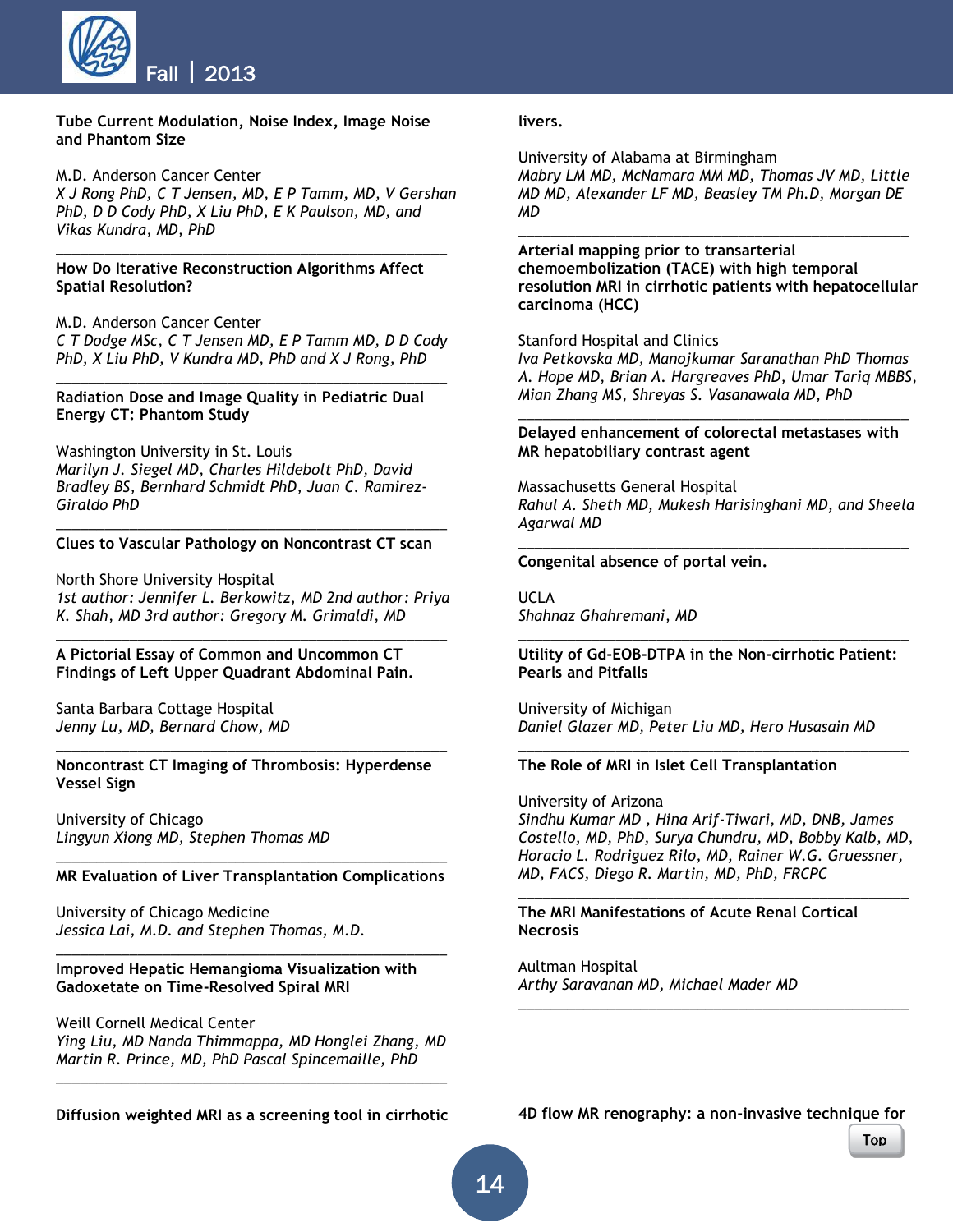**Tube Current Modulation, Noise Index, Image Noise and Phantom Size**

M.D. Anderson Cancer Center
*X J Rong PhD, C T Jensen, MD, E P Tamm, MD, V Gershan PhD, D D Cody PhD, X Liu PhD, E K Paulson, MD, and Vikas Kundra, MD, PhD*

---

**How Do Iterative Reconstruction Algorithms Affect Spatial Resolution?**

M.D. Anderson Cancer Center
*C T Dodge MSc, C T Jensen MD, E P Tamm MD, D D Cody PhD, X Liu PhD, V Kundra MD, PhD and X J Rong, PhD*

---

**Radiation Dose and Image Quality in Pediatric Dual Energy CT: Phantom Study**

Washington University in St. Louis
*Marilyn J. Siegel MD, Charles Hildebolt PhD, David Bradley BS, Bernhard Schmidt PhD, Juan C. Ramirez-Giraldo PhD*

---

**Clues to Vascular Pathology on Noncontrast CT scan**

North Shore University Hospital
*1st author: Jennifer L. Berkowitz, MD 2nd author: Priya K. Shah, MD 3rd author: Gregory M. Grimaldi, MD*

---

**A Pictorial Essay of Common and Uncommon CT Findings of Left Upper Quadrant Abdominal Pain.**

Santa Barbara Cottage Hospital
*Jenny Lu, MD, Bernard Chow, MD*

---

**Noncontrast CT Imaging of Thrombosis: Hyperdense Vessel Sign**

University of Chicago
*Lingyun Xiong MD, Stephen Thomas MD*

---

**MR Evaluation of Liver Transplantation Complications**

University of Chicago Medicine
*Jessica Lai, M.D. and Stephen Thomas, M.D.*

---

**Improved Hepatic Hemangioma Visualization with Gadoxetate on Time-Resolved Spiral MRI**

Weill Cornell Medical Center
*Ying Liu, MD Nanda Thimmappa, MD Honglei Zhang, MD Martin R. Prince, MD, PhD Pascal Spincemaille, PhD*

---

**Diffusion weighted MRI as a screening tool in cirrhotic livers.**

University of Alabama at Birmingham
*Mabry LM MD, McNamara MM MD, Thomas JV MD, Little MD MD, Alexander LF MD, Beasley TM Ph.D, Morgan DE MD*

---

**Arterial mapping prior to transarterial chemoembolization (TACE) with high temporal resolution MRI in cirrhotic patients with hepatocellular carcinoma (HCC)**

Stanford Hospital and Clinics
*Iva Petkovska MD, Manojkumar Saranathan PhD Thomas A. Hope MD, Brian A. Hargreaves PhD, Umar Tariq MBBS, Mian Zhang MS, Shreyas S. Vasanawala MD, PhD*

---

**Delayed enhancement of colorectal metastases with MR hepatobiliary contrast agent**

Massachusetts General Hospital
*Rahul A. Sheth MD, Mukesh Harisinghani MD, and Sheela Agarwal MD*

---

**Congenital absence of portal vein.**

UCLA
*Shahnaz Ghahremani, MD*

---

**Utility of Gd-EOB-DTPA in the Non-cirrhotic Patient: Pearls and Pitfalls**

University of Michigan
*Daniel Glazer MD, Peter Liu MD, Hero Husasain MD*

---

**The Role of MRI in Islet Cell Transplantation**

University of Arizona
*Sindhu Kumar MD , Hina Arif-Tiwari, MD, DNB, James Costello, MD, PhD, Surya Chundru, MD, Bobby Kalb, MD, Horacio L. Rodriguez Rilo, MD, Rainer W.G. Gruessner, MD, FACS, Diego R. Martin, MD, PhD, FRCPC*

---

**The MRI Manifestations of Acute Renal Cortical Necrosis**

Aultman Hospital
*Arthy Saravanan MD, Michael Mader MD*

---

**4D flow MR renography: a non-invasive technique for**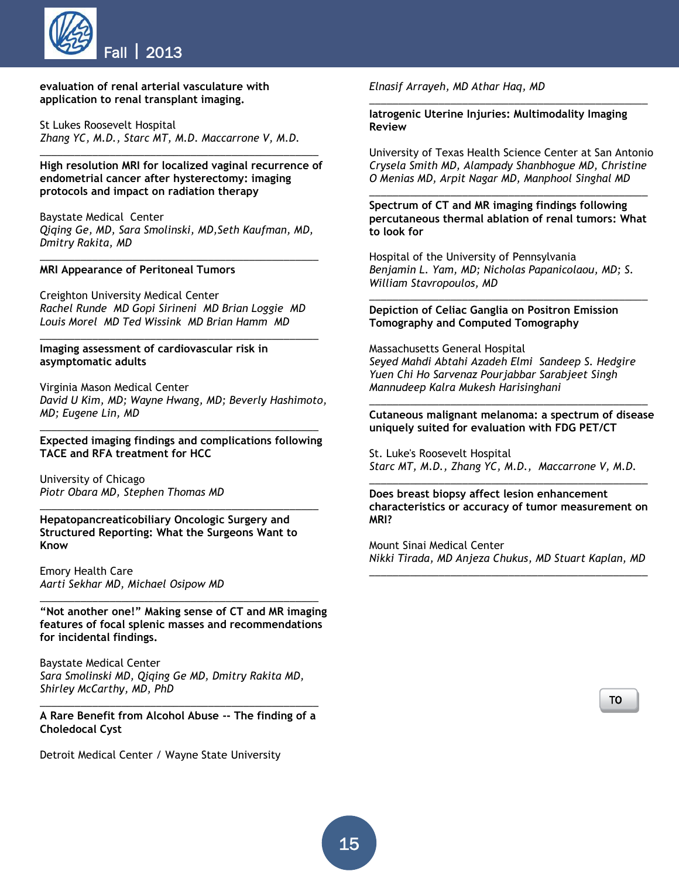**evaluation of renal arterial vasculature with application to renal transplant imaging.**

St Lukes Roosevelt Hospital
*Zhang YC, M.D., Starc MT, M.D. Maccarrone V, M.D.*

---

**High resolution MRI for localized vaginal recurrence of endometrial cancer after hysterectomy: imaging protocols and impact on radiation therapy**

Baystate Medical Center
*Qiqing Ge, MD, Sara Smolinski, MD,Seth Kaufman, MD, Dmitry Rakita, MD*

---

**MRI Appearance of Peritoneal Tumors**

Creighton University Medical Center
*Rachel Runde MD Gopi Sirineni MD Brian Loggie MD Louis Morel MD Ted Wissink MD Brian Hamm MD*

---

**Imaging assessment of cardiovascular risk in asymptomatic adults**

Virginia Mason Medical Center
*David U Kim, MD; Wayne Hwang, MD; Beverly Hashimoto, MD; Eugene Lin, MD*

---

**Expected imaging findings and complications following TACE and RFA treatment for HCC**

University of Chicago
*Piotr Obara MD, Stephen Thomas MD*

---

**Hepatopancreaticobiliary Oncologic Surgery and Structured Reporting: What the Surgeons Want to Know**

Emory Health Care
*Aarti Sekhar MD, Michael Osipow MD*

---

**"Not another one!" Making sense of CT and MR imaging features of focal splenic masses and recommendations for incidental findings.**

Baystate Medical Center
*Sara Smolinski MD, Qiqing Ge MD, Dmitry Rakita MD, Shirley McCarthy, MD, PhD*

---

**A Rare Benefit from Alcohol Abuse -- The finding of a Choledocal Cyst**

Detroit Medical Center / Wayne State University
*Elnasif Arrayeh, MD Athar Haq, MD*

---

**Iatrogenic Uterine Injuries: Multimodality Imaging Review**

University of Texas Health Science Center at San Antonio
*Crysela Smith MD, Alampady Shanbhogue MD, Christine O Menias MD, Arpit Nagar MD, Manphool Singhal MD*

---

**Spectrum of CT and MR imaging findings following percutaneous thermal ablation of renal tumors: What to look for**

Hospital of the University of Pennsylvania
*Benjamin L. Yam, MD; Nicholas Papanicolaou, MD; S. William Stavropoulos, MD*

---

**Depiction of Celiac Ganglia on Positron Emission Tomography and Computed Tomography**

Massachusetts General Hospital
*Seyed Mahdi Abtahi Azadeh Elmi Sandeep S. Hedgire Yuen Chi Ho Sarvenaz Pourjabbar Sarabjeet Singh Mannudeep Kalra Mukesh Harisinghani*

---

**Cutaneous malignant melanoma: a spectrum of disease uniquely suited for evaluation with FDG PET/CT**

St. Luke's Roosevelt Hospital
*Starc MT, M.D., Zhang YC, M.D., Maccarrone V, M.D.*

---

**Does breast biopsy affect lesion enhancement characteristics or accuracy of tumor measurement on MRI?**

Mount Sinai Medical Center
*Nikki Tirada, MD Anjeza Chukus, MD Stuart Kaplan, MD*

---

TO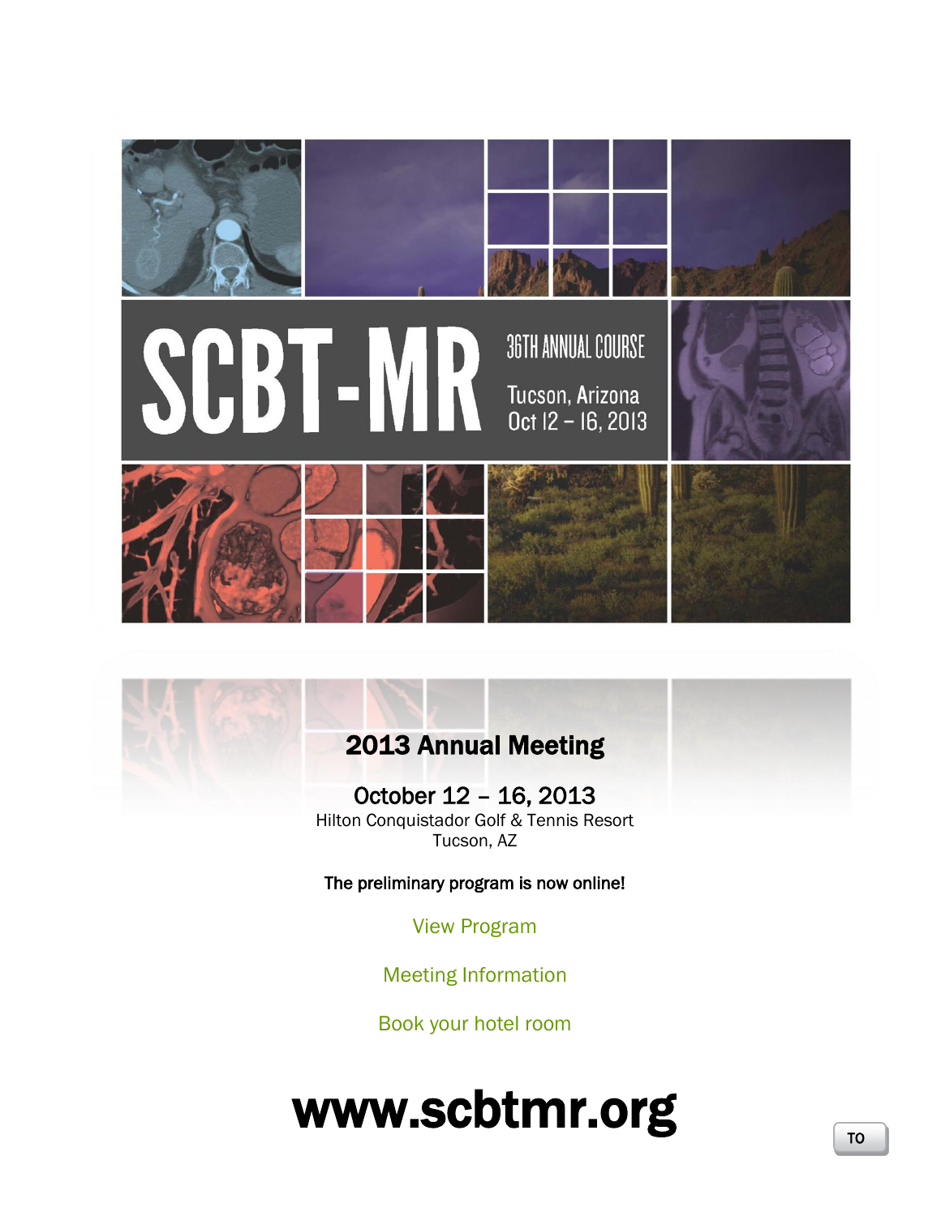SCBT-MR

36TH ANNUAL COURSE

Tucson, Arizona
Oct 12 – 16, 2013

## 2013 Annual Meeting

### October 12 – 16, 2013

Hilton Conquistador Golf & Tennis Resort
Tucson, AZ

**The preliminary program is now online!**

View Program

Meeting Information

Book your hotel room

# www.scbtmr.org

TO